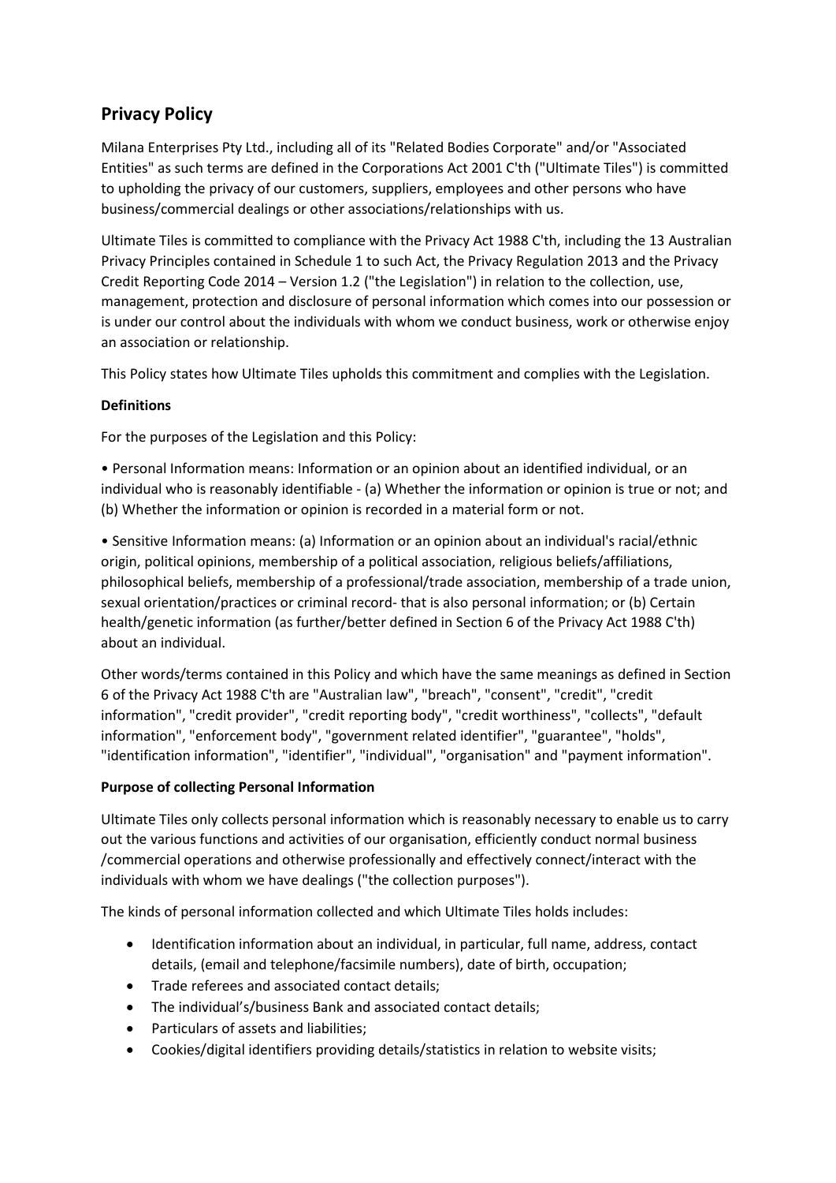## Privacy Policy

Milana Enterprises Pty Ltd., including all of its "Related Bodies Corporate" and/or "Associated Entities" as such terms are defined in the Corporations Act 2001 C'th ("Ultimate Tiles") is committed to upholding the privacy of our customers, suppliers, employees and other persons who have business/commercial dealings or other associations/relationships with us.

Ultimate Tiles is committed to compliance with the Privacy Act 1988 C'th, including the 13 Australian Privacy Principles contained in Schedule 1 to such Act, the Privacy Regulation 2013 and the Privacy Credit Reporting Code 2014 – Version 1.2 ("the Legislation") in relation to the collection, use, management, protection and disclosure of personal information which comes into our possession or is under our control about the individuals with whom we conduct business, work or otherwise enjoy an association or relationship.

This Policy states how Ultimate Tiles upholds this commitment and complies with the Legislation.

**Definitions**

For the purposes of the Legislation and this Policy:

• Personal Information means: Information or an opinion about an identified individual, or an individual who is reasonably identifiable - (a) Whether the information or opinion is true or not; and (b) Whether the information or opinion is recorded in a material form or not.

• Sensitive Information means: (a) Information or an opinion about an individual's racial/ethnic origin, political opinions, membership of a political association, religious beliefs/affiliations, philosophical beliefs, membership of a professional/trade association, membership of a trade union, sexual orientation/practices or criminal record- that is also personal information; or (b) Certain health/genetic information (as further/better defined in Section 6 of the Privacy Act 1988 C'th) about an individual.

Other words/terms contained in this Policy and which have the same meanings as defined in Section 6 of the Privacy Act 1988 C'th are "Australian law", "breach", "consent", "credit", "credit information", "credit provider", "credit reporting body", "credit worthiness", "collects", "default information", "enforcement body", "government related identifier", "guarantee", "holds", "identification information", "identifier", "individual", "organisation" and "payment information".

**Purpose of collecting Personal Information**

Ultimate Tiles only collects personal information which is reasonably necessary to enable us to carry out the various functions and activities of our organisation, efficiently conduct normal business /commercial operations and otherwise professionally and effectively connect/interact with the individuals with whom we have dealings ("the collection purposes").

The kinds of personal information collected and which Ultimate Tiles holds includes:

- Identification information about an individual, in particular, full name, address, contact details, (email and telephone/facsimile numbers), date of birth, occupation;
- Trade referees and associated contact details;
- The individual's/business Bank and associated contact details;
- Particulars of assets and liabilities;
- Cookies/digital identifiers providing details/statistics in relation to website visits;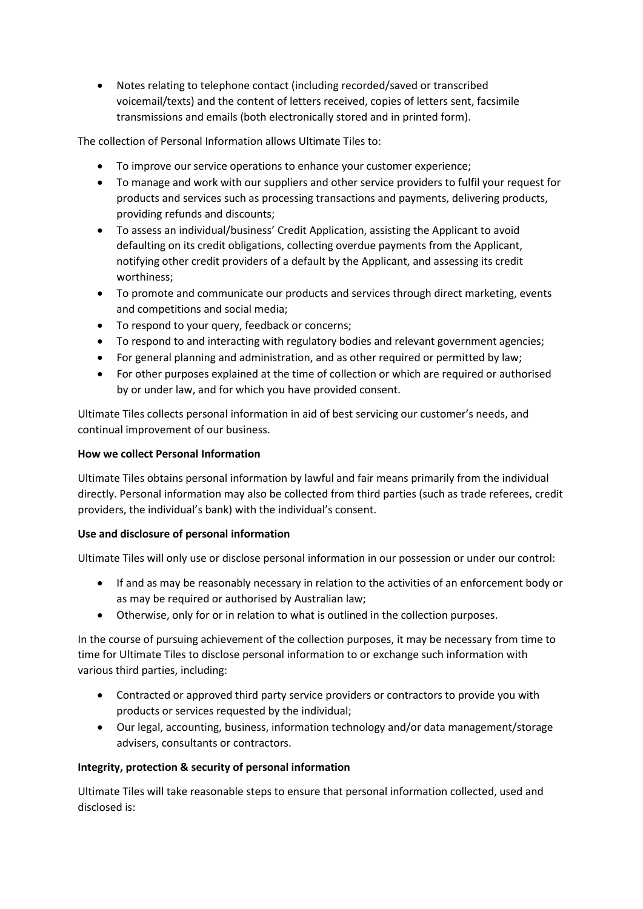- Notes relating to telephone contact (including recorded/saved or transcribed voicemail/texts) and the content of letters received, copies of letters sent, facsimile transmissions and emails (both electronically stored and in printed form).

The collection of Personal Information allows Ultimate Tiles to:

- To improve our service operations to enhance your customer experience;
- To manage and work with our suppliers and other service providers to fulfil your request for products and services such as processing transactions and payments, delivering products, providing refunds and discounts;
- To assess an individual/business' Credit Application, assisting the Applicant to avoid defaulting on its credit obligations, collecting overdue payments from the Applicant, notifying other credit providers of a default by the Applicant, and assessing its credit worthiness;
- To promote and communicate our products and services through direct marketing, events and competitions and social media;
- To respond to your query, feedback or concerns;
- To respond to and interacting with regulatory bodies and relevant government agencies;
- For general planning and administration, and as other required or permitted by law;
- For other purposes explained at the time of collection or which are required or authorised by or under law, and for which you have provided consent.

Ultimate Tiles collects personal information in aid of best servicing our customer's needs, and continual improvement of our business.

**How we collect Personal Information**

Ultimate Tiles obtains personal information by lawful and fair means primarily from the individual directly. Personal information may also be collected from third parties (such as trade referees, credit providers, the individual's bank) with the individual's consent.

**Use and disclosure of personal information**

Ultimate Tiles will only use or disclose personal information in our possession or under our control:

- If and as may be reasonably necessary in relation to the activities of an enforcement body or as may be required or authorised by Australian law;
- Otherwise, only for or in relation to what is outlined in the collection purposes.

In the course of pursuing achievement of the collection purposes, it may be necessary from time to time for Ultimate Tiles to disclose personal information to or exchange such information with various third parties, including:

- Contracted or approved third party service providers or contractors to provide you with products or services requested by the individual;
- Our legal, accounting, business, information technology and/or data management/storage advisers, consultants or contractors.

**Integrity, protection & security of personal information**

Ultimate Tiles will take reasonable steps to ensure that personal information collected, used and disclosed is: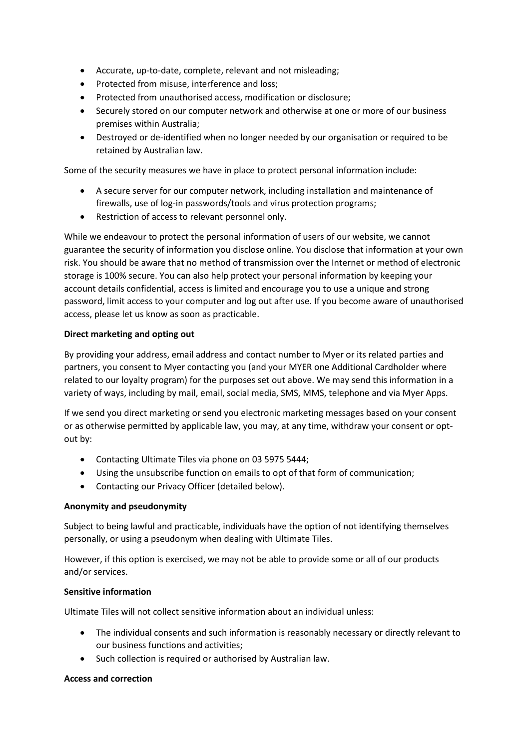- Accurate, up-to-date, complete, relevant and not misleading;
- Protected from misuse, interference and loss;
- Protected from unauthorised access, modification or disclosure;
- Securely stored on our computer network and otherwise at one or more of our business premises within Australia;
- Destroyed or de-identified when no longer needed by our organisation or required to be retained by Australian law.

Some of the security measures we have in place to protect personal information include:

- A secure server for our computer network, including installation and maintenance of firewalls, use of log-in passwords/tools and virus protection programs;
- Restriction of access to relevant personnel only.

While we endeavour to protect the personal information of users of our website, we cannot guarantee the security of information you disclose online. You disclose that information at your own risk. You should be aware that no method of transmission over the Internet or method of electronic storage is 100% secure. You can also help protect your personal information by keeping your account details confidential, access is limited and encourage you to use a unique and strong password, limit access to your computer and log out after use. If you become aware of unauthorised access, please let us know as soon as practicable.

**Direct marketing and opting out**

By providing your address, email address and contact number to Myer or its related parties and partners, you consent to Myer contacting you (and your MYER one Additional Cardholder where related to our loyalty program) for the purposes set out above. We may send this information in a variety of ways, including by mail, email, social media, SMS, MMS, telephone and via Myer Apps.

If we send you direct marketing or send you electronic marketing messages based on your consent or as otherwise permitted by applicable law, you may, at any time, withdraw your consent or opt-out by:

- Contacting Ultimate Tiles via phone on 03 5975 5444;
- Using the unsubscribe function on emails to opt of that form of communication;
- Contacting our Privacy Officer (detailed below).

**Anonymity and pseudonymity**

Subject to being lawful and practicable, individuals have the option of not identifying themselves personally, or using a pseudonym when dealing with Ultimate Tiles.

However, if this option is exercised, we may not be able to provide some or all of our products and/or services.

**Sensitive information**

Ultimate Tiles will not collect sensitive information about an individual unless:

- The individual consents and such information is reasonably necessary or directly relevant to our business functions and activities;
- Such collection is required or authorised by Australian law.

**Access and correction**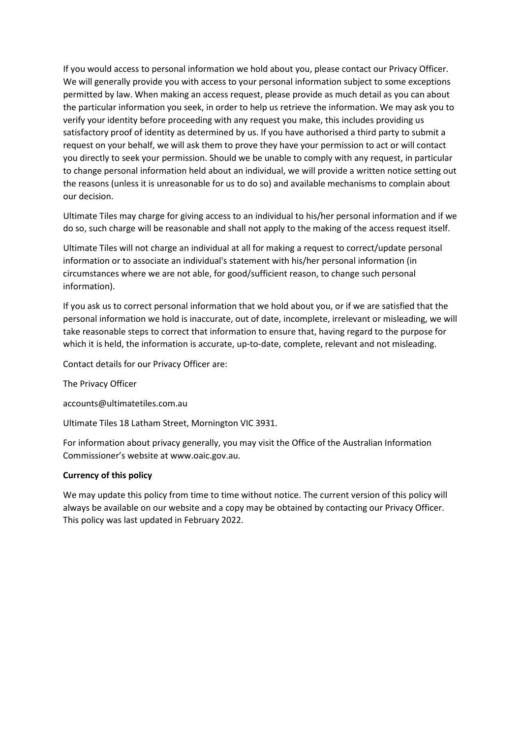If you would access to personal information we hold about you, please contact our Privacy Officer. We will generally provide you with access to your personal information subject to some exceptions permitted by law. When making an access request, please provide as much detail as you can about the particular information you seek, in order to help us retrieve the information. We may ask you to verify your identity before proceeding with any request you make, this includes providing us satisfactory proof of identity as determined by us. If you have authorised a third party to submit a request on your behalf, we will ask them to prove they have your permission to act or will contact you directly to seek your permission. Should we be unable to comply with any request, in particular to change personal information held about an individual, we will provide a written notice setting out the reasons (unless it is unreasonable for us to do so) and available mechanisms to complain about our decision.

Ultimate Tiles may charge for giving access to an individual to his/her personal information and if we do so, such charge will be reasonable and shall not apply to the making of the access request itself.

Ultimate Tiles will not charge an individual at all for making a request to correct/update personal information or to associate an individual's statement with his/her personal information (in circumstances where we are not able, for good/sufficient reason, to change such personal information).

If you ask us to correct personal information that we hold about you, or if we are satisfied that the personal information we hold is inaccurate, out of date, incomplete, irrelevant or misleading, we will take reasonable steps to correct that information to ensure that, having regard to the purpose for which it is held, the information is accurate, up-to-date, complete, relevant and not misleading.

Contact details for our Privacy Officer are:

The Privacy Officer

accounts@ultimatetiles.com.au

Ultimate Tiles 18 Latham Street, Mornington VIC 3931.

For information about privacy generally, you may visit the Office of the Australian Information Commissioner's website at www.oaic.gov.au.

**Currency of this policy**

We may update this policy from time to time without notice. The current version of this policy will always be available on our website and a copy may be obtained by contacting our Privacy Officer. This policy was last updated in February 2022.